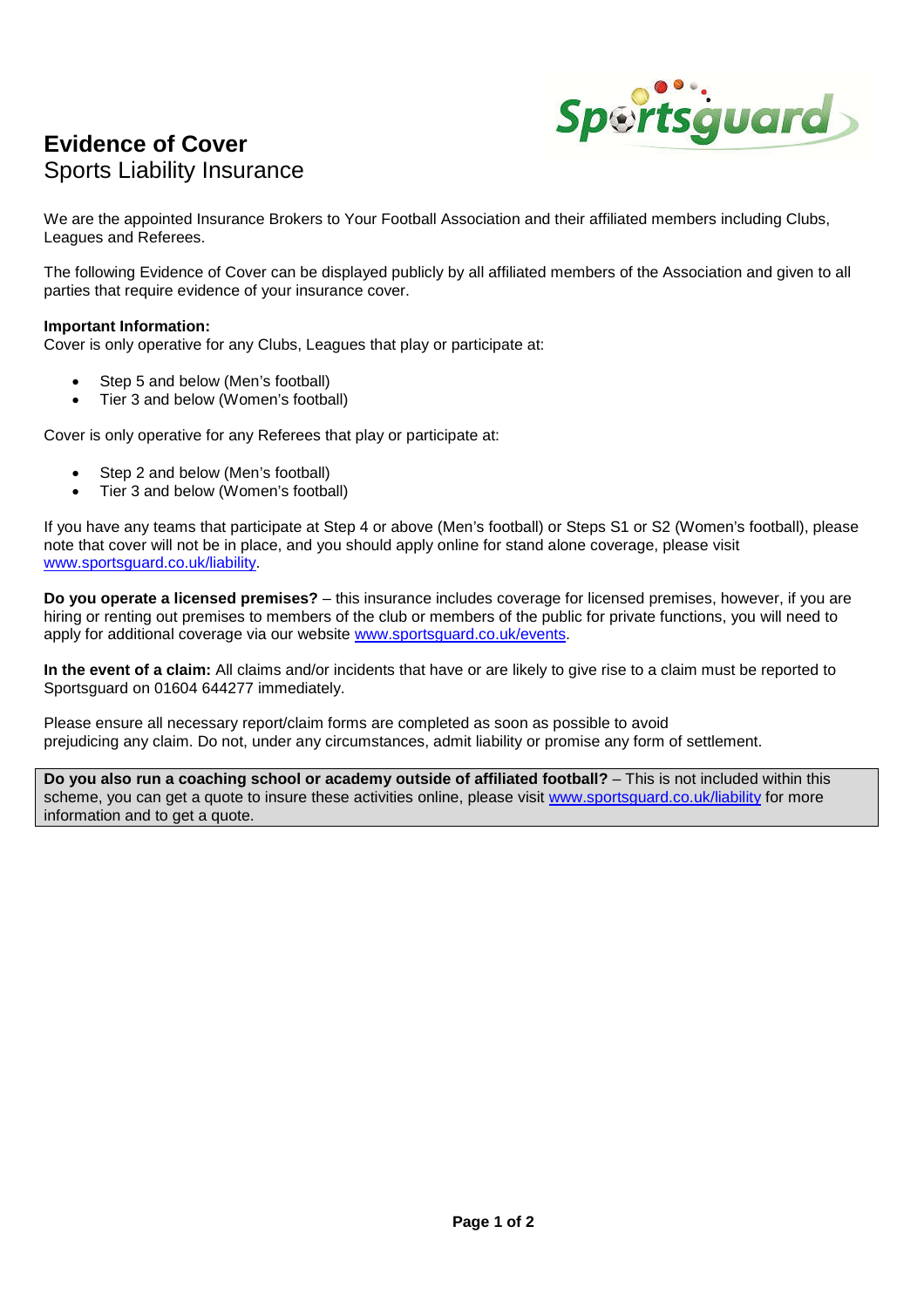# Evidence of Cover

## Sports Liability Insurance

We are the appointed Insurance Brokers to Your Football Association and their affiliated members including Clubs, Leagues and Referees.

The following Evidence of Cover can be displayed publicly by all affiliated members of the Association and given to all parties that require evidence of your insurance cover.

**Important Information:**
Cover is only operative for any Clubs, Leagues that play or participate at:

- Step 5 and below (Men's football)
- Tier 3 and below (Women's football)

Cover is only operative for any Referees that play or participate at:

- Step 2 and below (Men's football)
- Tier 3 and below (Women's football)

If you have any teams that participate at Step 4 or above (Men's football) or Steps S1 or S2 (Women's football), please note that cover will not be in place, and you should apply online for stand alone coverage, please visit www.sportsguard.co.uk/liability.

**Do you operate a licensed premises?** – this insurance includes coverage for licensed premises, however, if you are hiring or renting out premises to members of the club or members of the public for private functions, you will need to apply for additional coverage via our website www.sportsguard.co.uk/events.

**In the event of a claim:** All claims and/or incidents that have or are likely to give rise to a claim must be reported to Sportsguard on 01604 644277 immediately.

Please ensure all necessary report/claim forms are completed as soon as possible to avoid prejudicing any claim. Do not, under any circumstances, admit liability or promise any form of settlement.

**Do you also run a coaching school or academy outside of affiliated football?** – This is not included within this scheme, you can get a quote to insure these activities online, please visit www.sportsguard.co.uk/liability for more information and to get a quote.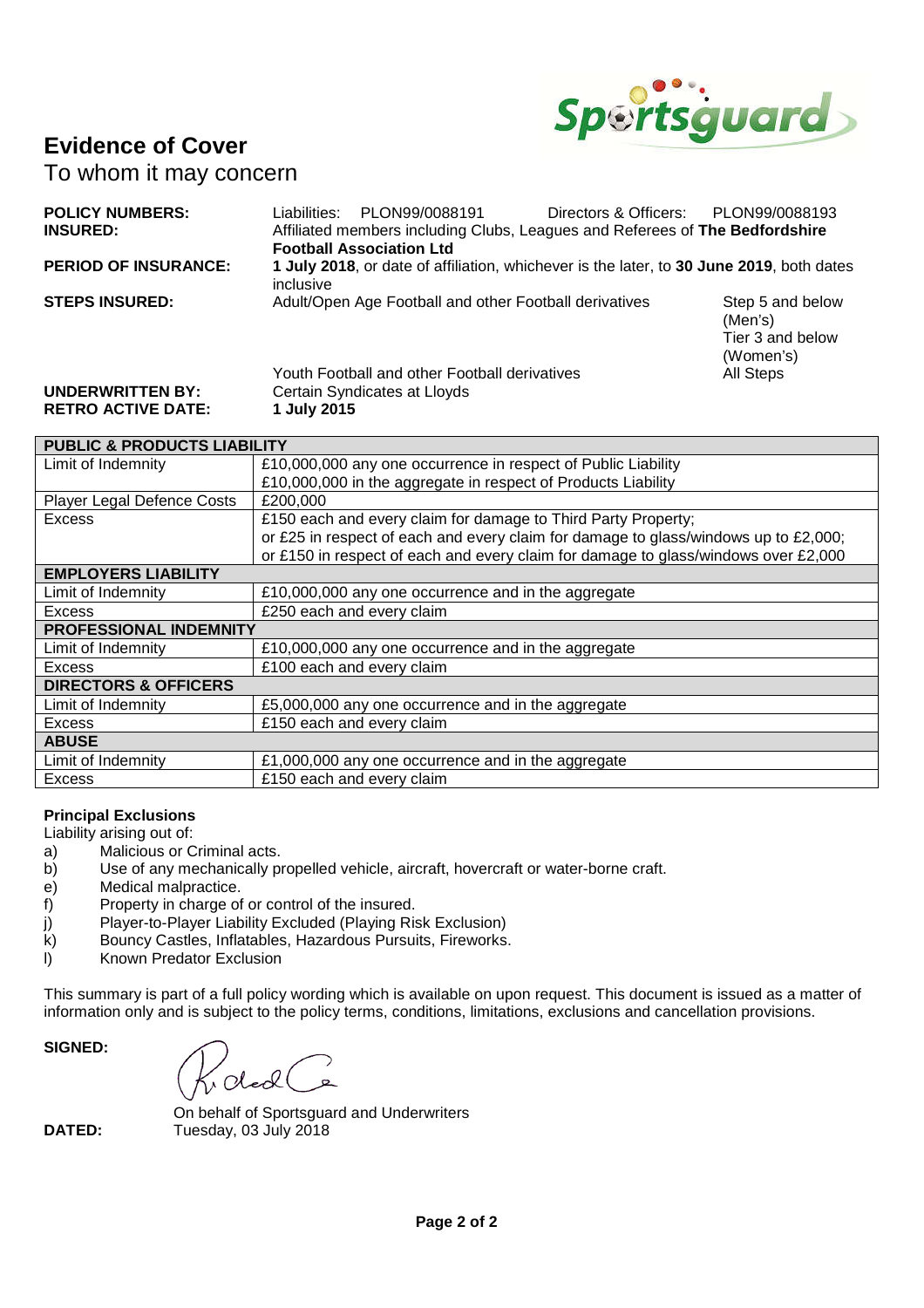# Evidence of Cover

To whom it may concern

| | | | |
|---|---|---|---|
| **POLICY NUMBERS:** | Liabilities: PLON99/0088191 | Directors & Officers: PLON99/0088193 | |
| **INSURED:** | Affiliated members including Clubs, Leagues and Referees of **The Bedfordshire Football Association Ltd** | | |
| **PERIOD OF INSURANCE:** | **1 July 2018**, or date of affiliation, whichever is the later, to **30 June 2019**, both dates inclusive | | |
| **STEPS INSURED:** | Adult/Open Age Football and other Football derivatives | | Step 5 and below (Men's) Tier 3 and below (Women's) |
| | Youth Football and other Football derivatives | | All Steps |
| **UNDERWRITTEN BY:** | Certain Syndicates at Lloyds | | |
| **RETRO ACTIVE DATE:** | **1 July 2015** | | |

| | |
|---|---|
| **PUBLIC & PRODUCTS LIABILITY** | |
| Limit of Indemnity | £10,000,000 any one occurrence in respect of Public Liability<br>£10,000,000 in the aggregate in respect of Products Liability |
| Player Legal Defence Costs | £200,000 |
| Excess | £150 each and every claim for damage to Third Party Property;<br>or £25 in respect of each and every claim for damage to glass/windows up to £2,000;<br>or £150 in respect of each and every claim for damage to glass/windows over £2,000 |
| **EMPLOYERS LIABILITY** | |
| Limit of Indemnity | £10,000,000 any one occurrence and in the aggregate |
| Excess | £250 each and every claim |
| **PROFESSIONAL INDEMNITY** | |
| Limit of Indemnity | £10,000,000 any one occurrence and in the aggregate |
| Excess | £100 each and every claim |
| **DIRECTORS & OFFICERS** | |
| Limit of Indemnity | £5,000,000 any one occurrence and in the aggregate |
| Excess | £150 each and every claim |
| **ABUSE** | |
| Limit of Indemnity | £1,000,000 any one occurrence and in the aggregate |
| Excess | £150 each and every claim |

**Principal Exclusions**

Liability arising out of:

a) Malicious or Criminal acts.
b) Use of any mechanically propelled vehicle, aircraft, hovercraft or water-borne craft.
e) Medical malpractice.
f) Property in charge of or control of the insured.
j) Player-to-Player Liability Excluded (Playing Risk Exclusion)
k) Bouncy Castles, Inflatables, Hazardous Pursuits, Fireworks.
l) Known Predator Exclusion

This summary is part of a full policy wording which is available on upon request. This document is issued as a matter of information only and is subject to the policy terms, conditions, limitations, exclusions and cancellation provisions.

**SIGNED:**

On behalf of Sportsguard and Underwriters

**DATED:** Tuesday, 03 July 2018